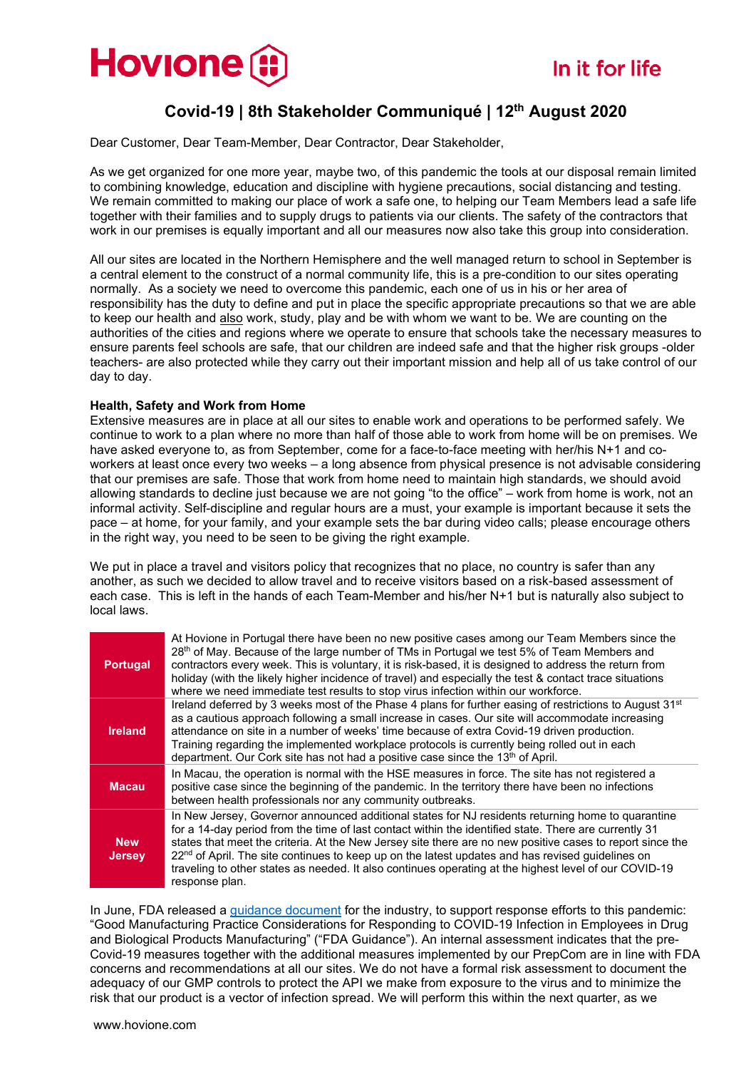Hovione In it for life

# Covid-19 | 8th Stakeholder Communiqué | 12th August 2020

Dear Customer, Dear Team-Member, Dear Contractor, Dear Stakeholder,

As we get organized for one more year, maybe two, of this pandemic the tools at our disposal remain limited to combining knowledge, education and discipline with hygiene precautions, social distancing and testing. We remain committed to making our place of work a safe one, to helping our Team Members lead a safe life together with their families and to supply drugs to patients via our clients. The safety of the contractors that work in our premises is equally important and all our measures now also take this group into consideration.

All our sites are located in the Northern Hemisphere and the well managed return to school in September is a central element to the construct of a normal community life, this is a pre-condition to our sites operating normally. As a society we need to overcome this pandemic, each one of us in his or her area of responsibility has the duty to define and put in place the specific appropriate precautions so that we are able to keep our health and also work, study, play and be with whom we want to be. We are counting on the authorities of the cities and regions where we operate to ensure that schools take the necessary measures to ensure parents feel schools are safe, that our children are indeed safe and that the higher risk groups -older teachers- are also protected while they carry out their important mission and help all of us take control of our day to day.

**Health, Safety and Work from Home**

Extensive measures are in place at all our sites to enable work and operations to be performed safely. We continue to work to a plan where no more than half of those able to work from home will be on premises. We have asked everyone to, as from September, come for a face-to-face meeting with her/his N+1 and co-workers at least once every two weeks – a long absence from physical presence is not advisable considering that our premises are safe. Those that work from home need to maintain high standards, we should avoid allowing standards to decline just because we are not going "to the office" – work from home is work, not an informal activity. Self-discipline and regular hours are a must, your example is important because it sets the pace – at home, for your family, and your example sets the bar during video calls; please encourage others in the right way, you need to be seen to be giving the right example.

We put in place a travel and visitors policy that recognizes that no place, no country is safer than any another, as such we decided to allow travel and to receive visitors based on a risk-based assessment of each case. This is left in the hands of each Team-Member and his/her N+1 but is naturally also subject to local laws.

| | |
|---|---|
| **Portugal** | At Hovione in Portugal there have been no new positive cases among our Team Members since the 28th of May. Because of the large number of TMs in Portugal we test 5% of Team Members and contractors every week. This is voluntary, it is risk-based, it is designed to address the return from holiday (with the likely higher incidence of travel) and especially the test & contact trace situations where we need immediate test results to stop virus infection within our workforce. |
| **Ireland** | Ireland deferred by 3 weeks most of the Phase 4 plans for further easing of restrictions to August 31st as a cautious approach following a small increase in cases. Our site will accommodate increasing attendance on site in a number of weeks' time because of extra Covid-19 driven production. Training regarding the implemented workplace protocols is currently being rolled out in each department. Our Cork site has not had a positive case since the 13th of April. |
| **Macau** | In Macau, the operation is normal with the HSE measures in force. The site has not registered a positive case since the beginning of the pandemic. In the territory there have been no infections between health professionals nor any community outbreaks. |
| **New Jersey** | In New Jersey, Governor announced additional states for NJ residents returning home to quarantine for a 14-day period from the time of last contact within the identified state. There are currently 31 states that meet the criteria. At the New Jersey site there are no new positive cases to report since the 22nd of April. The site continues to keep up on the latest updates and has revised guidelines on traveling to other states as needed. It also continues operating at the highest level of our COVID-19 response plan. |

In June, FDA released a guidance document for the industry, to support response efforts to this pandemic: "Good Manufacturing Practice Considerations for Responding to COVID-19 Infection in Employees in Drug and Biological Products Manufacturing" ("FDA Guidance"). An internal assessment indicates that the pre-Covid-19 measures together with the additional measures implemented by our PrepCom are in line with FDA concerns and recommendations at all our sites. We do not have a formal risk assessment to document the adequacy of our GMP controls to protect the API we make from exposure to the virus and to minimize the risk that our product is a vector of infection spread. We will perform this within the next quarter, as we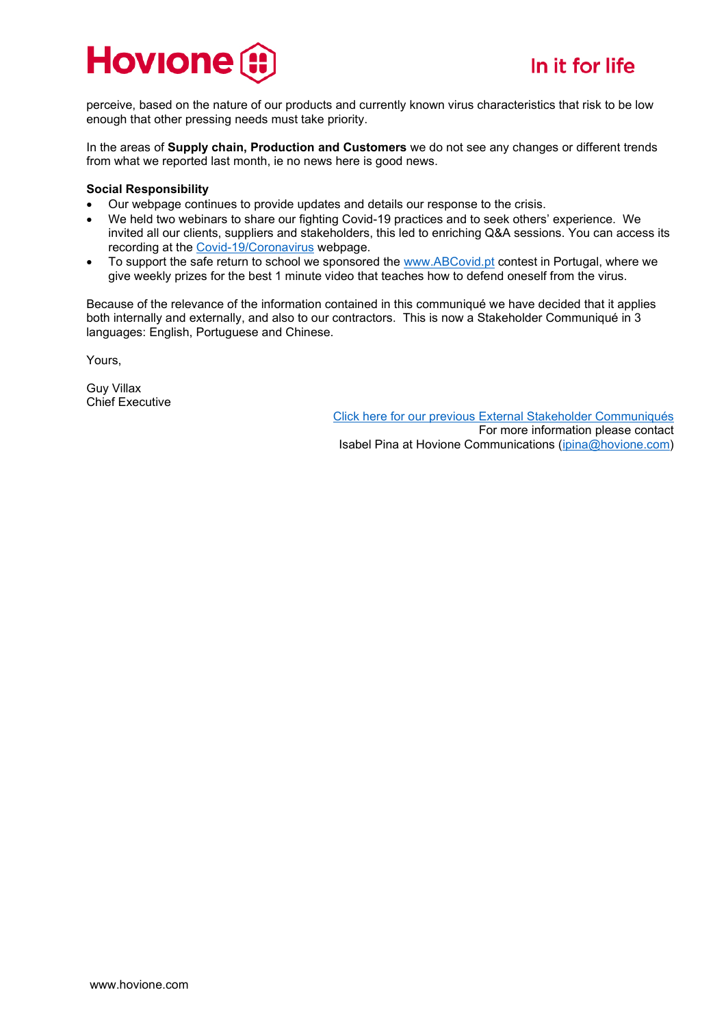perceive, based on the nature of our products and currently known virus characteristics that risk to be low enough that other pressing needs must take priority.

In the areas of **Supply chain, Production and Customers** we do not see any changes or different trends from what we reported last month, ie no news here is good news.

**Social Responsibility**

- Our webpage continues to provide updates and details our response to the crisis.
- We held two webinars to share our fighting Covid-19 practices and to seek others' experience. We invited all our clients, suppliers and stakeholders, this led to enriching Q&A sessions. You can access its recording at the Covid-19/Coronavirus webpage.
- To support the safe return to school we sponsored the www.ABCovid.pt contest in Portugal, where we give weekly prizes for the best 1 minute video that teaches how to defend oneself from the virus.

Because of the relevance of the information contained in this communiqué we have decided that it applies both internally and externally, and also to our contractors. This is now a Stakeholder Communiqué in 3 languages: English, Portuguese and Chinese.

Yours,

Guy Villax
Chief Executive

Click here for our previous External Stakeholder Communiqués
For more information please contact
Isabel Pina at Hovione Communications (ipina@hovione.com)